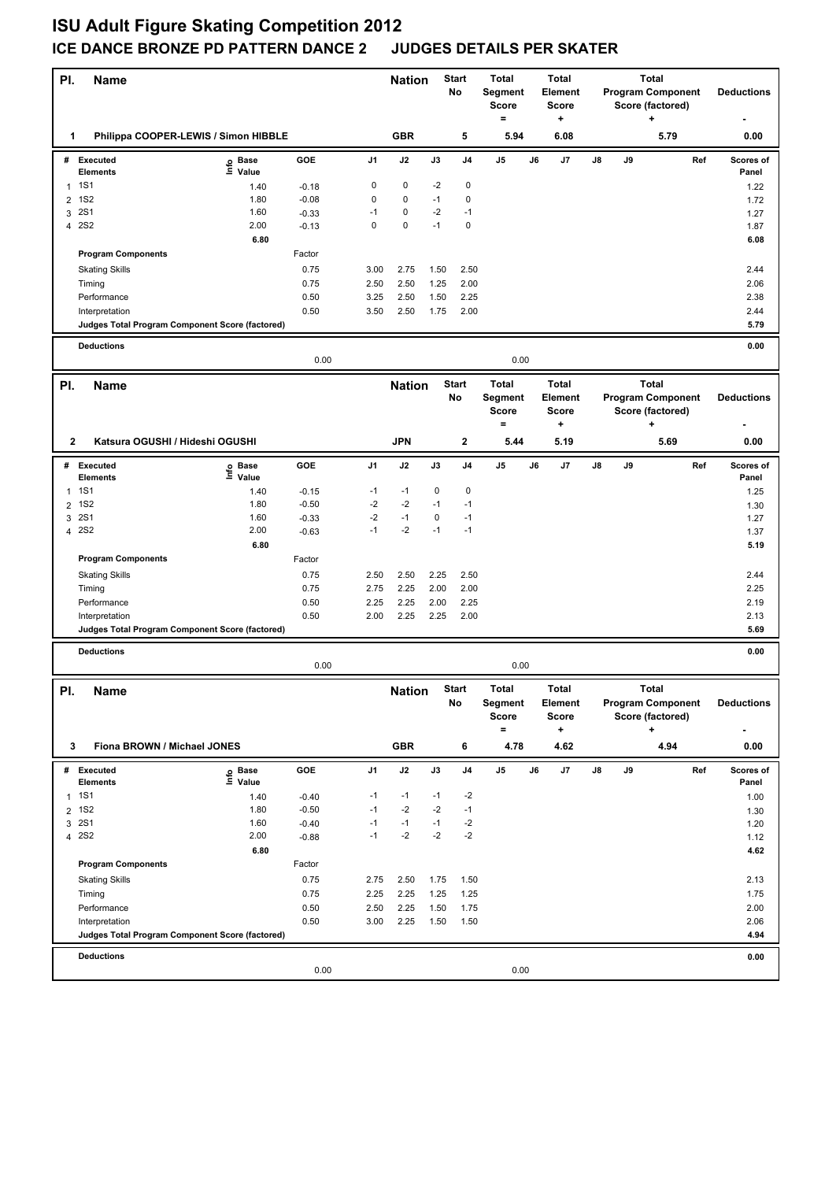# ISU Adult Figure Skating Competition 2012

## ICE DANCE BRONZE PD PATTERN DANCE 2 JUDGES DETAILS PER SKATER

| Pl. | Name | Nation | Start No | Total Segment Score = | Total Element Score + | Total Program Component Score (factored) + | Deductions - |
|---|---|---|---|---|---|---|---|
| 1 | Philippa COOPER-LEWIS / Simon HIBBLE | GBR | 5 | 5.94 | 6.08 | 5.79 | 0.00 |

| # | Executed Elements | Info | Base Value | GOE | J1 | J2 | J3 | J4 | J5 | J6 | J7 | J8 | J9 | Ref | Scores of Panel |
|---|---|---|---|---|---|---|---|---|---|---|---|---|---|---|---|
| 1 | 1S1 | | 1.40 | -0.18 | 0 | 0 | -2 | 0 | | | | | | | 1.22 |
| 2 | 1S2 | | 1.80 | -0.08 | 0 | 0 | -1 | 0 | | | | | | | 1.72 |
| 3 | 2S1 | | 1.60 | -0.33 | -1 | 0 | -2 | -1 | | | | | | | 1.27 |
| 4 | 2S2 | | 2.00 | -0.13 | 0 | 0 | -1 | 0 | | | | | | | 1.87 |
| | | | 6.80 | | | | | | | | | | | | 6.08 |

| Program Components | Factor | J1 | J2 | J3 | J4 | J5 | J6 | J7 | J8 | J9 | Scores of Panel |
|---|---|---|---|---|---|---|---|---|---|---|---|
| Skating Skills | 0.75 | 3.00 | 2.75 | 1.50 | 2.50 | | | | | | 2.44 |
| Timing | 0.75 | 2.50 | 2.50 | 1.25 | 2.00 | | | | | | 2.06 |
| Performance | 0.50 | 3.25 | 2.50 | 1.50 | 2.25 | | | | | | 2.38 |
| Interpretation | 0.50 | 3.50 | 2.50 | 1.75 | 2.00 | | | | | | 2.44 |
| Judges Total Program Component Score (factored) | | | | | | | | | | | 5.79 |

| Deductions | | | |
|---|---|---|---|
| | 0.00 | 0.00 | 0.00 |

| Pl. | Name | Nation | Start No | Total Segment Score = | Total Element Score + | Total Program Component Score (factored) + | Deductions - |
|---|---|---|---|---|---|---|---|
| 2 | Katsura OGUSHI / Hideshi OGUSHI | JPN | 2 | 5.44 | 5.19 | 5.69 | 0.00 |

| # | Executed Elements | Info | Base Value | GOE | J1 | J2 | J3 | J4 | J5 | J6 | J7 | J8 | J9 | Ref | Scores of Panel |
|---|---|---|---|---|---|---|---|---|---|---|---|---|---|---|---|
| 1 | 1S1 | | 1.40 | -0.15 | -1 | -1 | 0 | 0 | | | | | | | 1.25 |
| 2 | 1S2 | | 1.80 | -0.50 | -2 | -2 | -1 | -1 | | | | | | | 1.30 |
| 3 | 2S1 | | 1.60 | -0.33 | -2 | -1 | 0 | -1 | | | | | | | 1.27 |
| 4 | 2S2 | | 2.00 | -0.63 | -1 | -2 | -1 | -1 | | | | | | | 1.37 |
| | | | 6.80 | | | | | | | | | | | | 5.19 |

| Program Components | Factor | J1 | J2 | J3 | J4 | J5 | J6 | J7 | J8 | J9 | Scores of Panel |
|---|---|---|---|---|---|---|---|---|---|---|---|
| Skating Skills | 0.75 | 2.50 | 2.50 | 2.25 | 2.50 | | | | | | 2.44 |
| Timing | 0.75 | 2.75 | 2.25 | 2.00 | 2.00 | | | | | | 2.25 |
| Performance | 0.50 | 2.25 | 2.25 | 2.00 | 2.25 | | | | | | 2.19 |
| Interpretation | 0.50 | 2.00 | 2.25 | 2.25 | 2.00 | | | | | | 2.13 |
| Judges Total Program Component Score (factored) | | | | | | | | | | | 5.69 |

| Deductions | | | |
|---|---|---|---|
| | 0.00 | 0.00 | 0.00 |

| Pl. | Name | Nation | Start No | Total Segment Score = | Total Element Score + | Total Program Component Score (factored) + | Deductions - |
|---|---|---|---|---|---|---|---|
| 3 | Fiona BROWN / Michael JONES | GBR | 6 | 4.78 | 4.62 | 4.94 | 0.00 |

| # | Executed Elements | Info | Base Value | GOE | J1 | J2 | J3 | J4 | J5 | J6 | J7 | J8 | J9 | Ref | Scores of Panel |
|---|---|---|---|---|---|---|---|---|---|---|---|---|---|---|---|
| 1 | 1S1 | | 1.40 | -0.40 | -1 | -1 | -1 | -2 | | | | | | | 1.00 |
| 2 | 1S2 | | 1.80 | -0.50 | -1 | -2 | -2 | -1 | | | | | | | 1.30 |
| 3 | 2S1 | | 1.60 | -0.40 | -1 | -1 | -1 | -2 | | | | | | | 1.20 |
| 4 | 2S2 | | 2.00 | -0.88 | -1 | -2 | -2 | -2 | | | | | | | 1.12 |
| | | | 6.80 | | | | | | | | | | | | 4.62 |

| Program Components | Factor | J1 | J2 | J3 | J4 | J5 | J6 | J7 | J8 | J9 | Scores of Panel |
|---|---|---|---|---|---|---|---|---|---|---|---|
| Skating Skills | 0.75 | 2.75 | 2.50 | 1.75 | 1.50 | | | | | | 2.13 |
| Timing | 0.75 | 2.25 | 2.25 | 1.25 | 1.25 | | | | | | 1.75 |
| Performance | 0.50 | 2.50 | 2.25 | 1.50 | 1.75 | | | | | | 2.00 |
| Interpretation | 0.50 | 3.00 | 2.25 | 1.50 | 1.50 | | | | | | 2.06 |
| Judges Total Program Component Score (factored) | | | | | | | | | | | 4.94 |

| Deductions | | | |
|---|---|---|---|
| | 0.00 | 0.00 | 0.00 |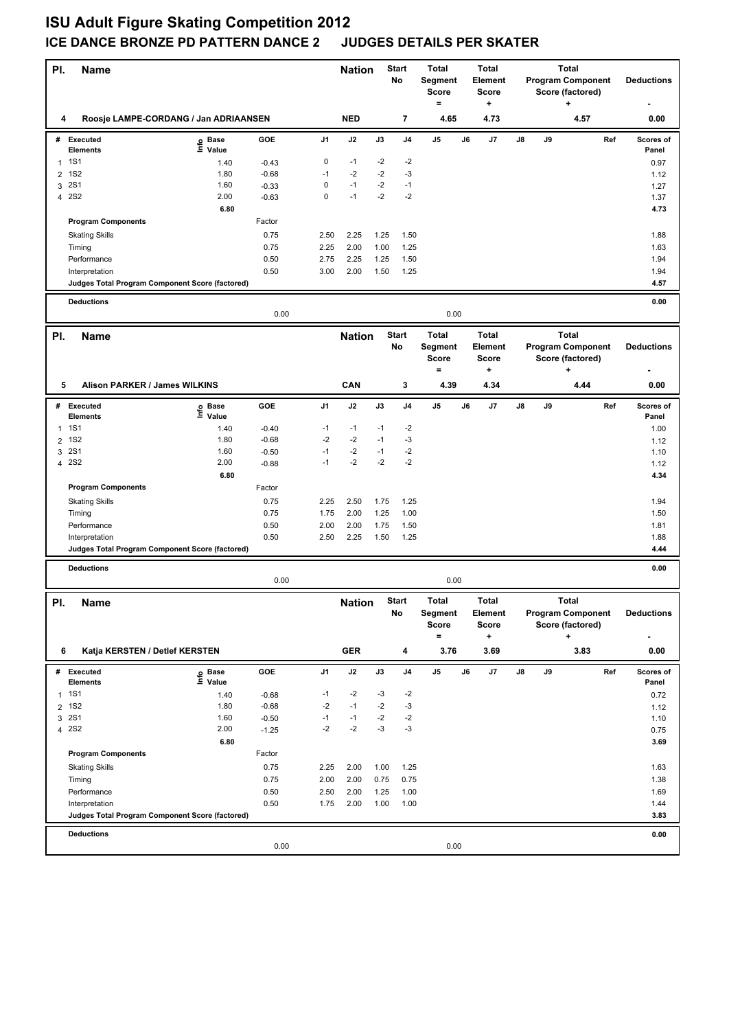# ISU Adult Figure Skating Competition 2012

## ICE DANCE BRONZE PD PATTERN DANCE 2 JUDGES DETAILS PER SKATER

| Pl. | Name | Nation | Start No | Total Segment Score = | Total Element Score + | Total Program Component Score (factored) + | Deductions - |
|---|---|---|---|---|---|---|---|
| 4 | Roosje LAMPE-CORDANG / Jan ADRIAANSEN | NED | 7 | 4.65 | 4.73 | 4.57 | 0.00 |

| # | Executed Elements | Info | Base Value | GOE | J1 | J2 | J3 | J4 | J5 | J6 | J7 | J8 | J9 | Ref | Scores of Panel |
|---|---|---|---|---|---|---|---|---|---|---|---|---|---|---|---|
| 1 | 1S1 | | 1.40 | -0.43 | 0 | -1 | -2 | -2 | | | | | | | 0.97 |
| 2 | 1S2 | | 1.80 | -0.68 | -1 | -2 | -2 | -3 | | | | | | | 1.12 |
| 3 | 2S1 | | 1.60 | -0.33 | 0 | -1 | -2 | -1 | | | | | | | 1.27 |
| 4 | 2S2 | | 2.00 | -0.63 | 0 | -1 | -2 | -2 | | | | | | | 1.37 |
| | | | 6.80 | | | | | | | | | | | | 4.73 |
| | **Program Components** | | | Factor | | | | | | | | | | | |
| | Skating Skills | | | 0.75 | 2.50 | 2.25 | 1.25 | 1.50 | | | | | | | 1.88 |
| | Timing | | | 0.75 | 2.25 | 2.00 | 1.00 | 1.25 | | | | | | | 1.63 |
| | Performance | | | 0.50 | 2.75 | 2.25 | 1.25 | 1.50 | | | | | | | 1.94 |
| | Interpretation | | | 0.50 | 3.00 | 2.00 | 1.50 | 1.25 | | | | | | | 1.94 |
| | **Judges Total Program Component Score (factored)** | | | | | | | | | | | | | | 4.57 |
| | **Deductions** | | | 0.00 | | | | | 0.00 | | | | | | 0.00 |

| Pl. | Name | Nation | Start No | Total Segment Score = | Total Element Score + | Total Program Component Score (factored) + | Deductions - |
|---|---|---|---|---|---|---|---|
| 5 | Alison PARKER / James WILKINS | CAN | 3 | 4.39 | 4.34 | 4.44 | 0.00 |

| # | Executed Elements | Info | Base Value | GOE | J1 | J2 | J3 | J4 | J5 | J6 | J7 | J8 | J9 | Ref | Scores of Panel |
|---|---|---|---|---|---|---|---|---|---|---|---|---|---|---|---|
| 1 | 1S1 | | 1.40 | -0.40 | -1 | -1 | -1 | -2 | | | | | | | 1.00 |
| 2 | 1S2 | | 1.80 | -0.68 | -2 | -2 | -1 | -3 | | | | | | | 1.12 |
| 3 | 2S1 | | 1.60 | -0.50 | -1 | -2 | -1 | -2 | | | | | | | 1.10 |
| 4 | 2S2 | | 2.00 | -0.88 | -1 | -2 | -2 | -2 | | | | | | | 1.12 |
| | | | 6.80 | | | | | | | | | | | | 4.34 |
| | **Program Components** | | | Factor | | | | | | | | | | | |
| | Skating Skills | | | 0.75 | 2.25 | 2.50 | 1.75 | 1.25 | | | | | | | 1.94 |
| | Timing | | | 0.75 | 1.75 | 2.00 | 1.25 | 1.00 | | | | | | | 1.50 |
| | Performance | | | 0.50 | 2.00 | 2.00 | 1.75 | 1.50 | | | | | | | 1.81 |
| | Interpretation | | | 0.50 | 2.50 | 2.25 | 1.50 | 1.25 | | | | | | | 1.88 |
| | **Judges Total Program Component Score (factored)** | | | | | | | | | | | | | | 4.44 |
| | **Deductions** | | | 0.00 | | | | | 0.00 | | | | | | 0.00 |

| Pl. | Name | Nation | Start No | Total Segment Score = | Total Element Score + | Total Program Component Score (factored) + | Deductions - |
|---|---|---|---|---|---|---|---|
| 6 | Katja KERSTEN / Detlef KERSTEN | GER | 4 | 3.76 | 3.69 | 3.83 | 0.00 |

| # | Executed Elements | Info | Base Value | GOE | J1 | J2 | J3 | J4 | J5 | J6 | J7 | J8 | J9 | Ref | Scores of Panel |
|---|---|---|---|---|---|---|---|---|---|---|---|---|---|---|---|
| 1 | 1S1 | | 1.40 | -0.68 | -1 | -2 | -3 | -2 | | | | | | | 0.72 |
| 2 | 1S2 | | 1.80 | -0.68 | -2 | -1 | -2 | -3 | | | | | | | 1.12 |
| 3 | 2S1 | | 1.60 | -0.50 | -1 | -1 | -2 | -2 | | | | | | | 1.10 |
| 4 | 2S2 | | 2.00 | -1.25 | -2 | -2 | -3 | -3 | | | | | | | 0.75 |
| | | | 6.80 | | | | | | | | | | | | 3.69 |
| | **Program Components** | | | Factor | | | | | | | | | | | |
| | Skating Skills | | | 0.75 | 2.25 | 2.00 | 1.00 | 1.25 | | | | | | | 1.63 |
| | Timing | | | 0.75 | 2.00 | 2.00 | 0.75 | 0.75 | | | | | | | 1.38 |
| | Performance | | | 0.50 | 2.50 | 2.00 | 1.25 | 1.00 | | | | | | | 1.69 |
| | Interpretation | | | 0.50 | 1.75 | 2.00 | 1.00 | 1.00 | | | | | | | 1.44 |
| | **Judges Total Program Component Score (factored)** | | | | | | | | | | | | | | 3.83 |
| | **Deductions** | | | 0.00 | | | | | 0.00 | | | | | | 0.00 |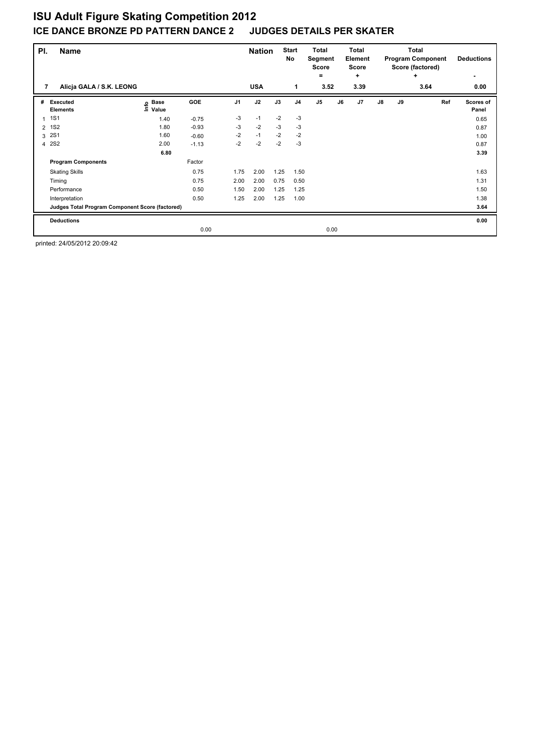# ISU Adult Figure Skating Competition 2012

## ICE DANCE BRONZE PD PATTERN DANCE 2 JUDGES DETAILS PER SKATER

| Pl. | Name | Nation | Start No | Total Segment Score = | Total Element Score + | Total Program Component Score (factored) + | Deductions - |
|---|---|---|---|---|---|---|---|
| 7 | Alicja GALA / S.K. LEONG | USA | 1 | 3.52 | 3.39 | 3.64 | 0.00 |

| # | Executed Elements | Info | Base Value | GOE | J1 | J2 | J3 | J4 | J5 | J6 | J7 | J8 | J9 | Ref | Scores of Panel |
|---|---|---|---|---|---|---|---|---|---|---|---|---|---|---|---|
| 1 | 1S1 | | 1.40 | -0.75 | -3 | -1 | -2 | -3 | | | | | | | 0.65 |
| 2 | 1S2 | | 1.80 | -0.93 | -3 | -2 | -3 | -3 | | | | | | | 0.87 |
| 3 | 2S1 | | 1.60 | -0.60 | -2 | -1 | -2 | -2 | | | | | | | 1.00 |
| 4 | 2S2 | | 2.00 | -1.13 | -2 | -2 | -2 | -3 | | | | | | | 0.87 |
| | | | 6.80 | | | | | | | | | | | | 3.39 |
| | **Program Components** | | | Factor | | | | | | | | | | | |
| | Skating Skills | | | 0.75 | 1.75 | 2.00 | 1.25 | 1.50 | | | | | | | 1.63 |
| | Timing | | | 0.75 | 2.00 | 2.00 | 0.75 | 0.50 | | | | | | | 1.31 |
| | Performance | | | 0.50 | 1.50 | 2.00 | 1.25 | 1.25 | | | | | | | 1.50 |
| | Interpretation | | | 0.50 | 1.25 | 2.00 | 1.25 | 1.00 | | | | | | | 1.38 |
| | **Judges Total Program Component Score (factored)** | | | | | | | | | | | | | | 3.64 |
| | **Deductions** | | | | | | | | | | | | | | 0.00 |
| | | | | 0.00 | | | | | 0.00 | | | | | | |

printed: 24/05/2012 20:09:42